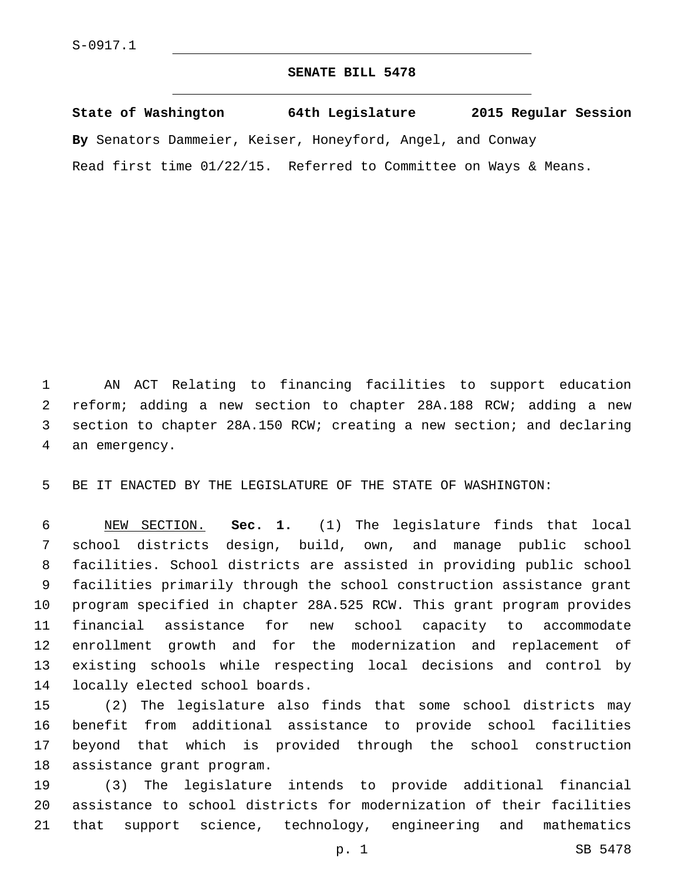S-0917.1

# SENATE BILL 5478

**State of Washington 64th Legislature 2015 Regular Session**

**By** Senators Dammeier, Keiser, Honeyford, Angel, and Conway

Read first time 01/22/15. Referred to Committee on Ways & Means.

AN ACT Relating to financing facilities to support education reform; adding a new section to chapter 28A.188 RCW; adding a new section to chapter 28A.150 RCW; creating a new section; and declaring an emergency.

BE IT ENACTED BY THE LEGISLATURE OF THE STATE OF WASHINGTON:

NEW SECTION. **Sec. 1.** (1) The legislature finds that local school districts design, build, own, and manage public school facilities. School districts are assisted in providing public school facilities primarily through the school construction assistance grant program specified in chapter 28A.525 RCW. This grant program provides financial assistance for new school capacity to accommodate enrollment growth and for the modernization and replacement of existing schools while respecting local decisions and control by locally elected school boards.

(2) The legislature also finds that some school districts may benefit from additional assistance to provide school facilities beyond that which is provided through the school construction assistance grant program.

(3) The legislature intends to provide additional financial assistance to school districts for modernization of their facilities that support science, technology, engineering and mathematics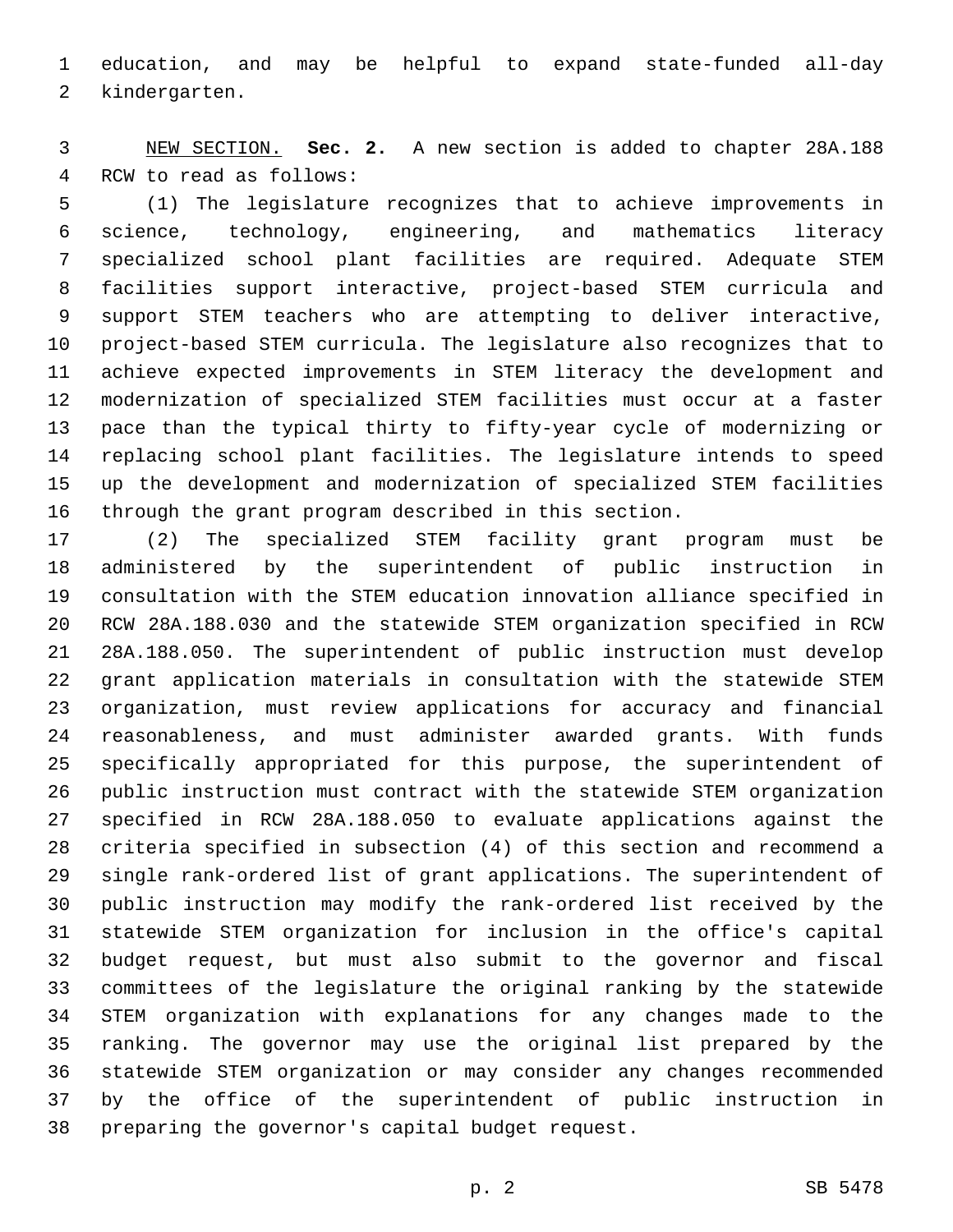education, and may be helpful to expand state-funded all-day kindergarten.

NEW SECTION. **Sec. 2.** A new section is added to chapter 28A.188 RCW to read as follows:

(1) The legislature recognizes that to achieve improvements in science, technology, engineering, and mathematics literacy specialized school plant facilities are required. Adequate STEM facilities support interactive, project-based STEM curricula and support STEM teachers who are attempting to deliver interactive, project-based STEM curricula. The legislature also recognizes that to achieve expected improvements in STEM literacy the development and modernization of specialized STEM facilities must occur at a faster pace than the typical thirty to fifty-year cycle of modernizing or replacing school plant facilities. The legislature intends to speed up the development and modernization of specialized STEM facilities through the grant program described in this section.

(2) The specialized STEM facility grant program must be administered by the superintendent of public instruction in consultation with the STEM education innovation alliance specified in RCW 28A.188.030 and the statewide STEM organization specified in RCW 28A.188.050. The superintendent of public instruction must develop grant application materials in consultation with the statewide STEM organization, must review applications for accuracy and financial reasonableness, and must administer awarded grants. With funds specifically appropriated for this purpose, the superintendent of public instruction must contract with the statewide STEM organization specified in RCW 28A.188.050 to evaluate applications against the criteria specified in subsection (4) of this section and recommend a single rank-ordered list of grant applications. The superintendent of public instruction may modify the rank-ordered list received by the statewide STEM organization for inclusion in the office's capital budget request, but must also submit to the governor and fiscal committees of the legislature the original ranking by the statewide STEM organization with explanations for any changes made to the ranking. The governor may use the original list prepared by the statewide STEM organization or may consider any changes recommended by the office of the superintendent of public instruction in preparing the governor's capital budget request.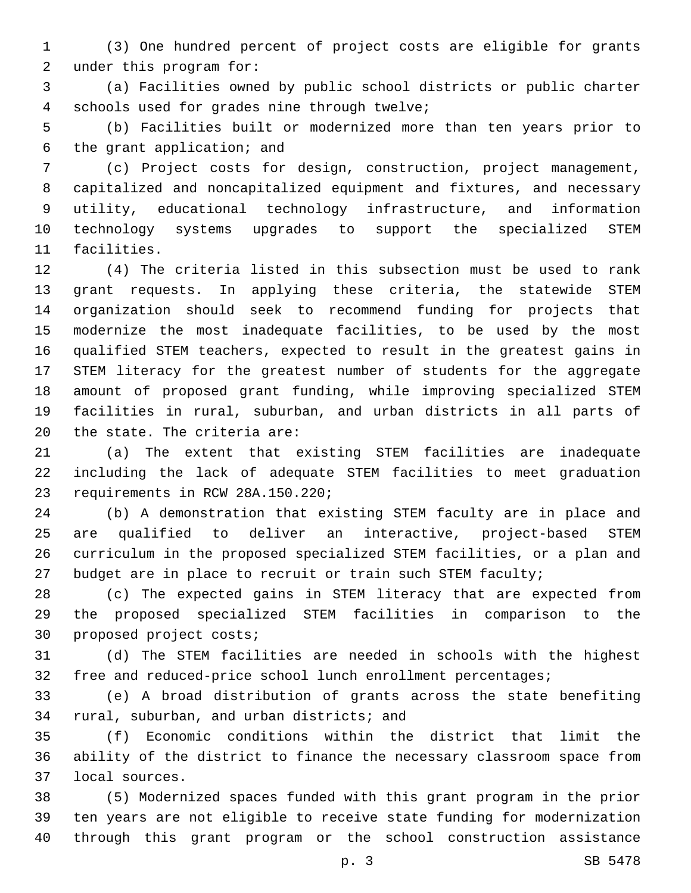(3) One hundred percent of project costs are eligible for grants under this program for:

(a) Facilities owned by public school districts or public charter schools used for grades nine through twelve;

(b) Facilities built or modernized more than ten years prior to the grant application; and

(c) Project costs for design, construction, project management, capitalized and noncapitalized equipment and fixtures, and necessary utility, educational technology infrastructure, and information technology systems upgrades to support the specialized STEM facilities.

(4) The criteria listed in this subsection must be used to rank grant requests. In applying these criteria, the statewide STEM organization should seek to recommend funding for projects that modernize the most inadequate facilities, to be used by the most qualified STEM teachers, expected to result in the greatest gains in STEM literacy for the greatest number of students for the aggregate amount of proposed grant funding, while improving specialized STEM facilities in rural, suburban, and urban districts in all parts of the state. The criteria are:

(a) The extent that existing STEM facilities are inadequate including the lack of adequate STEM facilities to meet graduation requirements in RCW 28A.150.220;

(b) A demonstration that existing STEM faculty are in place and are qualified to deliver an interactive, project-based STEM curriculum in the proposed specialized STEM facilities, or a plan and budget are in place to recruit or train such STEM faculty;

(c) The expected gains in STEM literacy that are expected from the proposed specialized STEM facilities in comparison to the proposed project costs;

(d) The STEM facilities are needed in schools with the highest free and reduced-price school lunch enrollment percentages;

(e) A broad distribution of grants across the state benefiting rural, suburban, and urban districts; and

(f) Economic conditions within the district that limit the ability of the district to finance the necessary classroom space from local sources.

(5) Modernized spaces funded with this grant program in the prior ten years are not eligible to receive state funding for modernization through this grant program or the school construction assistance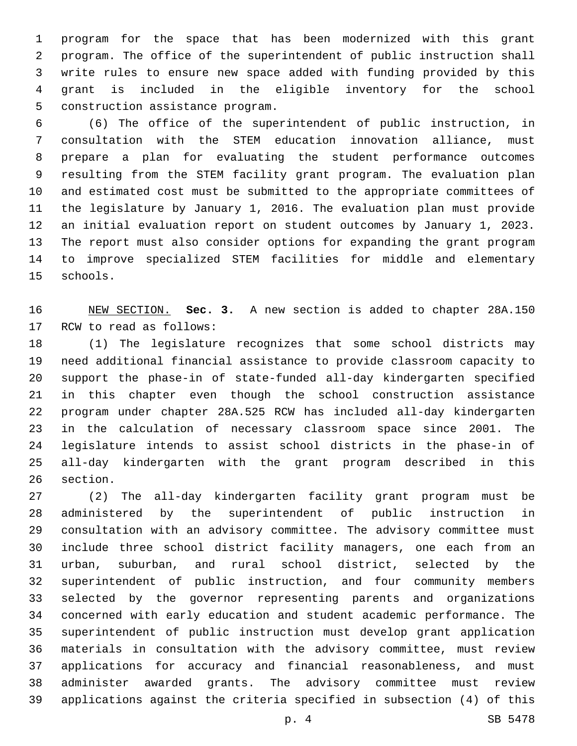program for the space that has been modernized with this grant program. The office of the superintendent of public instruction shall write rules to ensure new space added with funding provided by this grant is included in the eligible inventory for the school construction assistance program.

(6) The office of the superintendent of public instruction, in consultation with the STEM education innovation alliance, must prepare a plan for evaluating the student performance outcomes resulting from the STEM facility grant program. The evaluation plan and estimated cost must be submitted to the appropriate committees of the legislature by January 1, 2016. The evaluation plan must provide an initial evaluation report on student outcomes by January 1, 2023. The report must also consider options for expanding the grant program to improve specialized STEM facilities for middle and elementary schools.

NEW SECTION. **Sec. 3.** A new section is added to chapter 28A.150 RCW to read as follows:

(1) The legislature recognizes that some school districts may need additional financial assistance to provide classroom capacity to support the phase-in of state-funded all-day kindergarten specified in this chapter even though the school construction assistance program under chapter 28A.525 RCW has included all-day kindergarten in the calculation of necessary classroom space since 2001. The legislature intends to assist school districts in the phase-in of all-day kindergarten with the grant program described in this section.

(2) The all-day kindergarten facility grant program must be administered by the superintendent of public instruction in consultation with an advisory committee. The advisory committee must include three school district facility managers, one each from an urban, suburban, and rural school district, selected by the superintendent of public instruction, and four community members selected by the governor representing parents and organizations concerned with early education and student academic performance. The superintendent of public instruction must develop grant application materials in consultation with the advisory committee, must review applications for accuracy and financial reasonableness, and must administer awarded grants. The advisory committee must review applications against the criteria specified in subsection (4) of this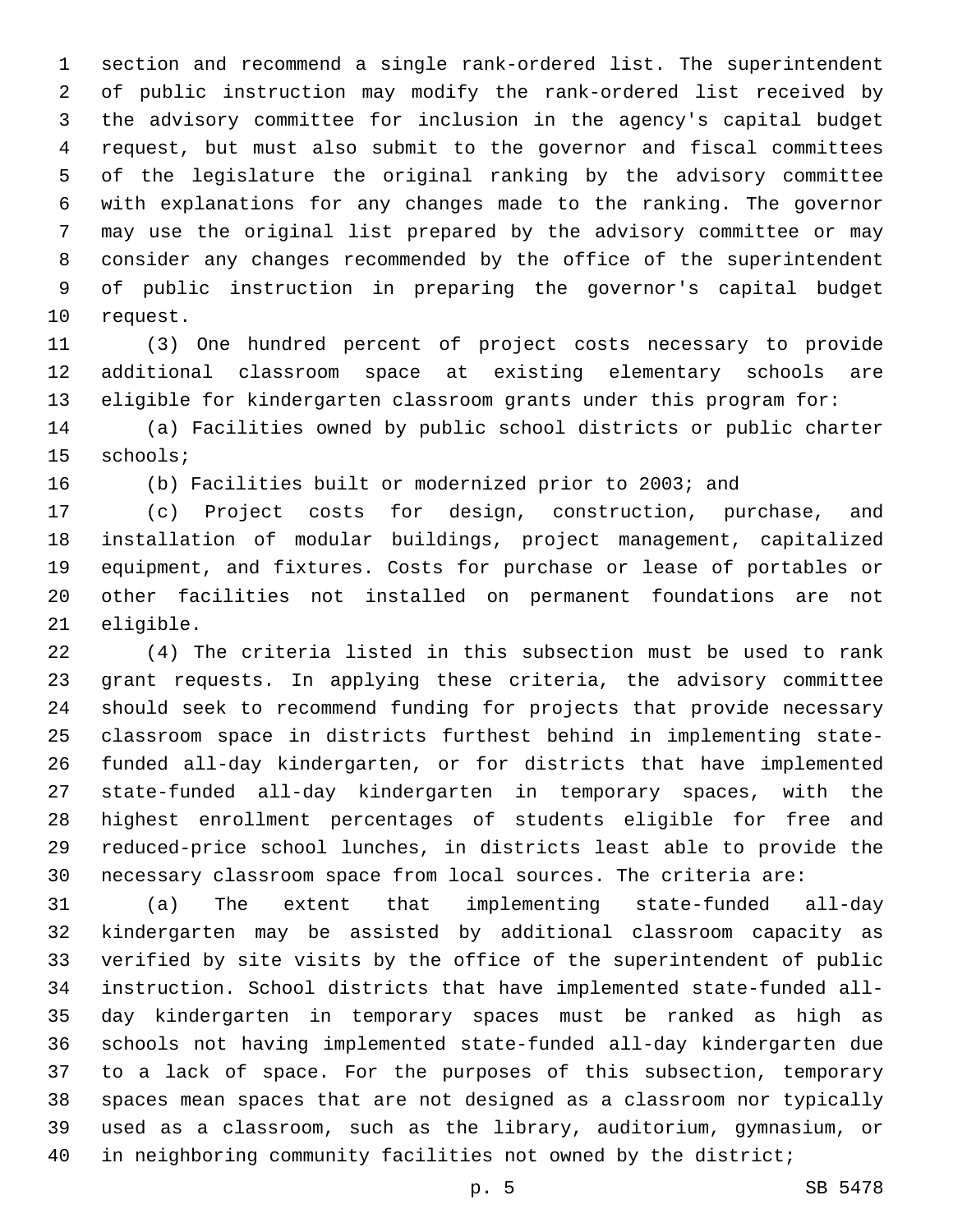section and recommend a single rank-ordered list. The superintendent of public instruction may modify the rank-ordered list received by the advisory committee for inclusion in the agency's capital budget request, but must also submit to the governor and fiscal committees of the legislature the original ranking by the advisory committee with explanations for any changes made to the ranking. The governor may use the original list prepared by the advisory committee or may consider any changes recommended by the office of the superintendent of public instruction in preparing the governor's capital budget request.

(3) One hundred percent of project costs necessary to provide additional classroom space at existing elementary schools are eligible for kindergarten classroom grants under this program for:

(a) Facilities owned by public school districts or public charter schools;

(b) Facilities built or modernized prior to 2003; and

(c) Project costs for design, construction, purchase, and installation of modular buildings, project management, capitalized equipment, and fixtures. Costs for purchase or lease of portables or other facilities not installed on permanent foundations are not eligible.

(4) The criteria listed in this subsection must be used to rank grant requests. In applying these criteria, the advisory committee should seek to recommend funding for projects that provide necessary classroom space in districts furthest behind in implementing state-funded all-day kindergarten, or for districts that have implemented state-funded all-day kindergarten in temporary spaces, with the highest enrollment percentages of students eligible for free and reduced-price school lunches, in districts least able to provide the necessary classroom space from local sources. The criteria are:

(a) The extent that implementing state-funded all-day kindergarten may be assisted by additional classroom capacity as verified by site visits by the office of the superintendent of public instruction. School districts that have implemented state-funded all-day kindergarten in temporary spaces must be ranked as high as schools not having implemented state-funded all-day kindergarten due to a lack of space. For the purposes of this subsection, temporary spaces mean spaces that are not designed as a classroom nor typically used as a classroom, such as the library, auditorium, gymnasium, or in neighboring community facilities not owned by the district;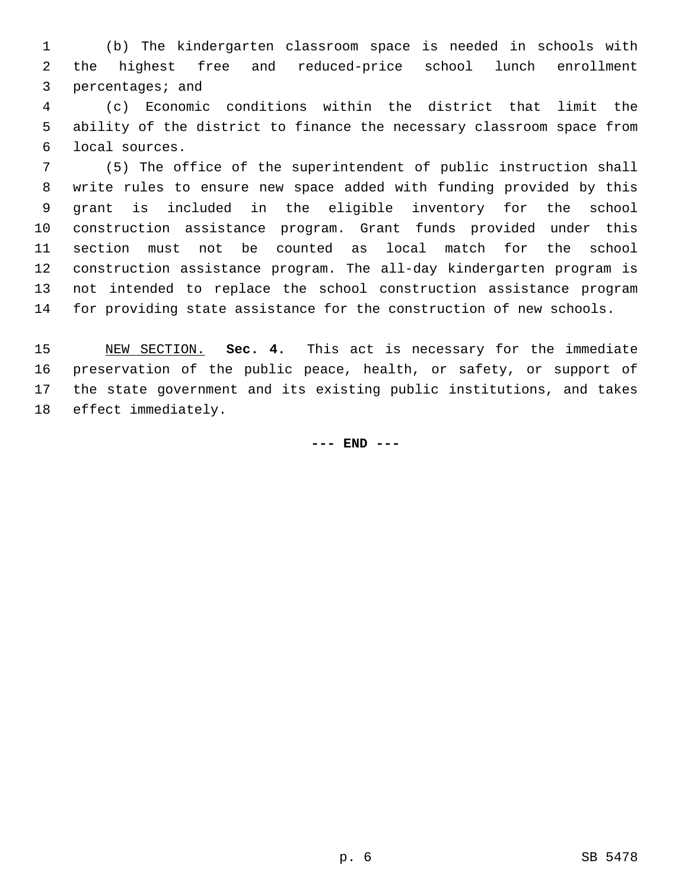(b) The kindergarten classroom space is needed in schools with the highest free and reduced-price school lunch enrollment percentages; and

(c) Economic conditions within the district that limit the ability of the district to finance the necessary classroom space from local sources.

(5) The office of the superintendent of public instruction shall write rules to ensure new space added with funding provided by this grant is included in the eligible inventory for the school construction assistance program. Grant funds provided under this section must not be counted as local match for the school construction assistance program. The all-day kindergarten program is not intended to replace the school construction assistance program for providing state assistance for the construction of new schools.

NEW SECTION. **Sec. 4.** This act is necessary for the immediate preservation of the public peace, health, or safety, or support of the state government and its existing public institutions, and takes effect immediately.

**--- END ---**